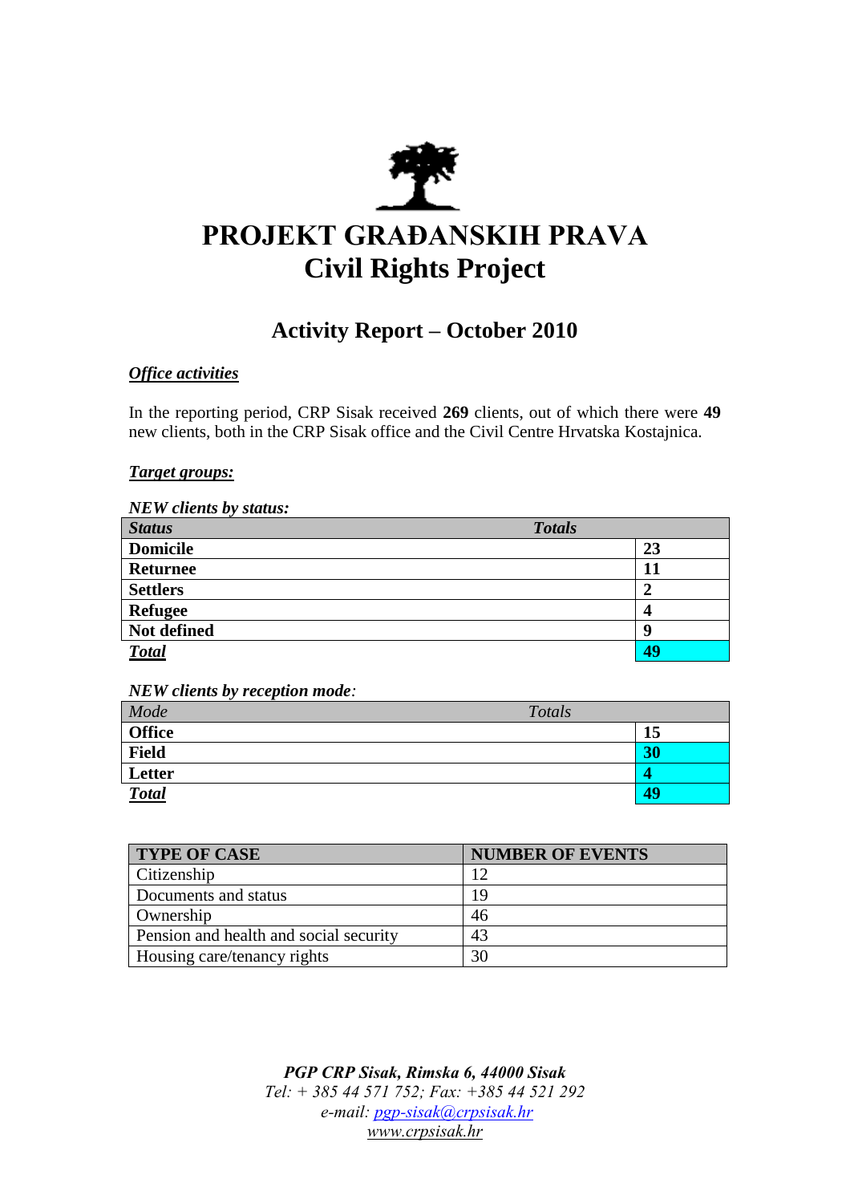# PROJEKT GRAĐANSKIH PRAVA
# Civil Rights Project

## Activity Report – October 2010

***Office activities***

In the reporting period, CRP Sisak received **269** clients, out of which there were **49** new clients, both in the CRP Sisak office and the Civil Centre Hrvatska Kostajnica.

***Target groups:***

***NEW clients by status:***

| *Status* | *Totals* |
|---|---|
| **Domicile** | **23** |
| **Returnee** | **11** |
| **Settlers** | **2** |
| **Refugee** | **4** |
| **Not defined** | **9** |
| ***Total*** | **49** |

***NEW clients by reception mode:***

| *Mode* | *Totals* |
|---|---|
| **Office** | **15** |
| **Field** | **30** |
| **Letter** | **4** |
| ***Total*** | **49** |

| TYPE OF CASE | NUMBER OF EVENTS |
|---|---|
| Citizenship | 12 |
| Documents and status | 19 |
| Ownership | 46 |
| Pension and health and social security | 43 |
| Housing care/tenancy rights | 30 |

***PGP CRP Sisak, Rimska 6, 44000 Sisak***
*Tel: + 385 44 571 752; Fax: +385 44 521 292*
*e-mail: pgp-sisak@crpsisak.hr*
*www.crpsisak.hr*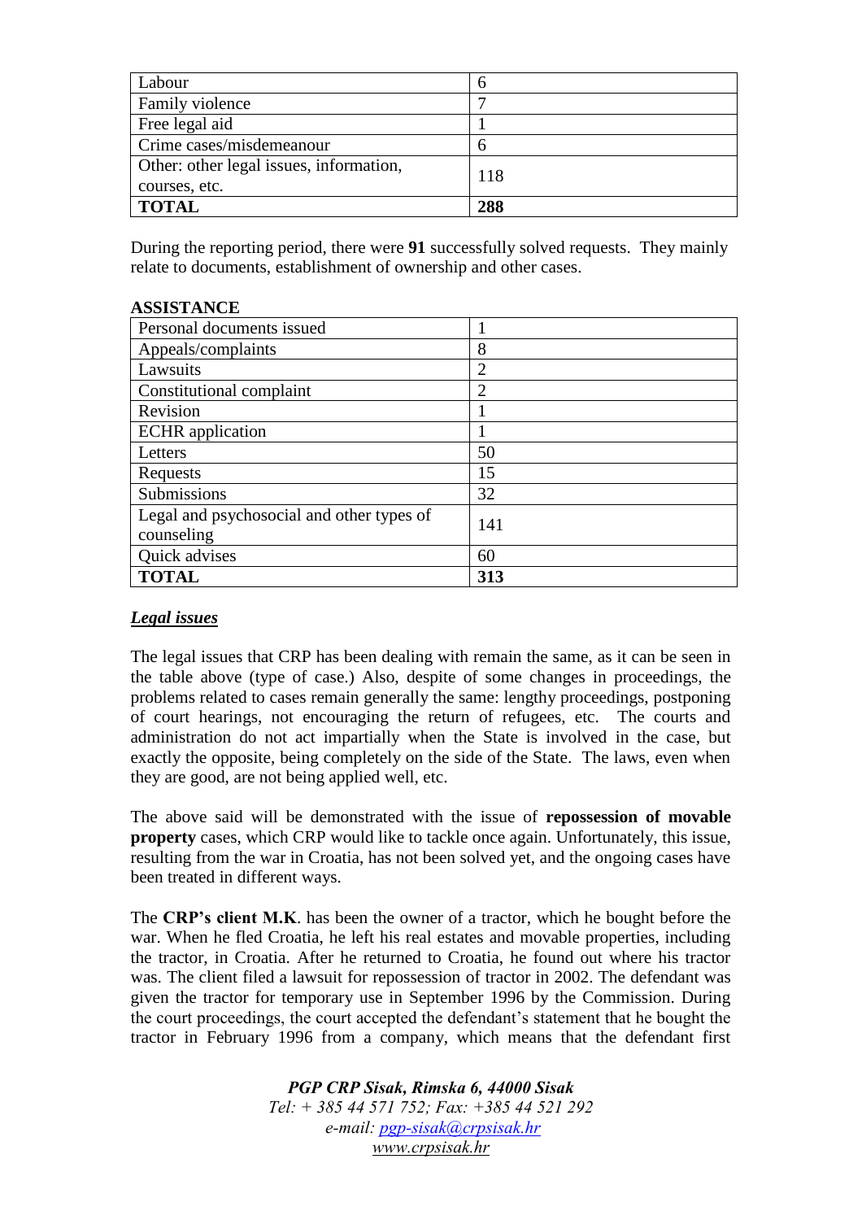| Labour | 6 |
|---|---|
| Family violence | 7 |
| Free legal aid | 1 |
| Crime cases/misdemeanour | 6 |
| Other: other legal issues, information, courses, etc. | 118 |
| **TOTAL** | **288** |

During the reporting period, there were **91** successfully solved requests. They mainly relate to documents, establishment of ownership and other cases.

**ASSISTANCE**

| Personal documents issued | 1 |
|---|---|
| Appeals/complaints | 8 |
| Lawsuits | 2 |
| Constitutional complaint | 2 |
| Revision | 1 |
| ECHR application | 1 |
| Letters | 50 |
| Requests | 15 |
| Submissions | 32 |
| Legal and psychosocial and other types of counseling | 141 |
| Quick advises | 60 |
| **TOTAL** | **313** |

***Legal issues***

The legal issues that CRP has been dealing with remain the same, as it can be seen in the table above (type of case.) Also, despite of some changes in proceedings, the problems related to cases remain generally the same: lengthy proceedings, postponing of court hearings, not encouraging the return of refugees, etc. The courts and administration do not act impartially when the State is involved in the case, but exactly the opposite, being completely on the side of the State. The laws, even when they are good, are not being applied well, etc.

The above said will be demonstrated with the issue of **repossession of movable property** cases, which CRP would like to tackle once again. Unfortunately, this issue, resulting from the war in Croatia, has not been solved yet, and the ongoing cases have been treated in different ways.

The **CRP's client M.K**. has been the owner of a tractor, which he bought before the war. When he fled Croatia, he left his real estates and movable properties, including the tractor, in Croatia. After he returned to Croatia, he found out where his tractor was. The client filed a lawsuit for repossession of tractor in 2002. The defendant was given the tractor for temporary use in September 1996 by the Commission. During the court proceedings, the court accepted the defendant's statement that he bought the tractor in February 1996 from a company, which means that the defendant first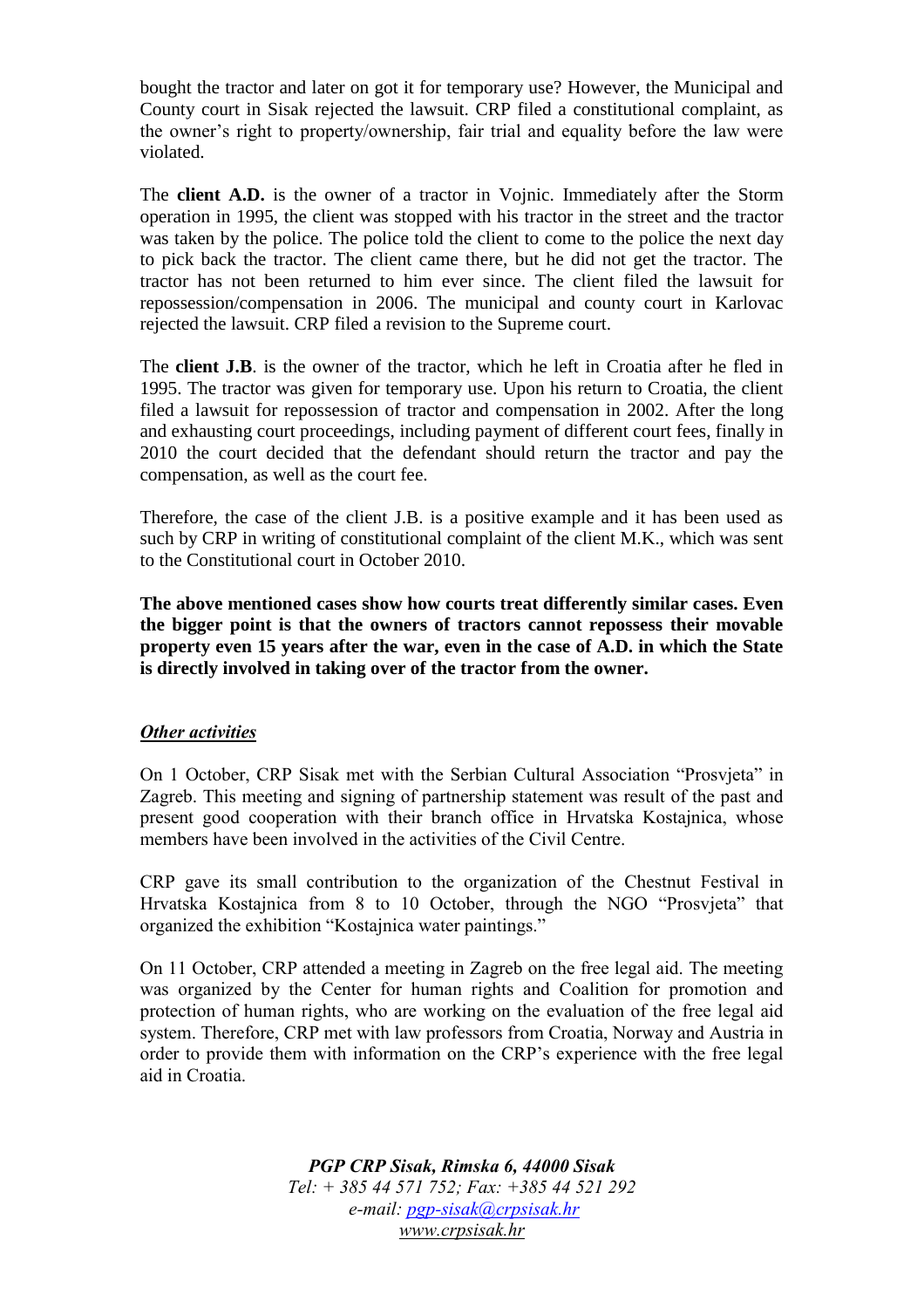bought the tractor and later on got it for temporary use? However, the Municipal and County court in Sisak rejected the lawsuit. CRP filed a constitutional complaint, as the owner's right to property/ownership, fair trial and equality before the law were violated.

The **client A.D.** is the owner of a tractor in Vojnic. Immediately after the Storm operation in 1995, the client was stopped with his tractor in the street and the tractor was taken by the police. The police told the client to come to the police the next day to pick back the tractor. The client came there, but he did not get the tractor. The tractor has not been returned to him ever since. The client filed the lawsuit for repossession/compensation in 2006. The municipal and county court in Karlovac rejected the lawsuit. CRP filed a revision to the Supreme court.

The **client J.B**. is the owner of the tractor, which he left in Croatia after he fled in 1995. The tractor was given for temporary use. Upon his return to Croatia, the client filed a lawsuit for repossession of tractor and compensation in 2002. After the long and exhausting court proceedings, including payment of different court fees, finally in 2010 the court decided that the defendant should return the tractor and pay the compensation, as well as the court fee.

Therefore, the case of the client J.B. is a positive example and it has been used as such by CRP in writing of constitutional complaint of the client M.K., which was sent to the Constitutional court in October 2010.

**The above mentioned cases show how courts treat differently similar cases. Even the bigger point is that the owners of tractors cannot repossess their movable property even 15 years after the war, even in the case of A.D. in which the State is directly involved in taking over of the tractor from the owner.**

***Other activities***

On 1 October, CRP Sisak met with the Serbian Cultural Association "Prosvjeta" in Zagreb. This meeting and signing of partnership statement was result of the past and present good cooperation with their branch office in Hrvatska Kostajnica, whose members have been involved in the activities of the Civil Centre.

CRP gave its small contribution to the organization of the Chestnut Festival in Hrvatska Kostajnica from 8 to 10 October, through the NGO "Prosvjeta" that organized the exhibition "Kostajnica water paintings."

On 11 October, CRP attended a meeting in Zagreb on the free legal aid. The meeting was organized by the Center for human rights and Coalition for promotion and protection of human rights, who are working on the evaluation of the free legal aid system. Therefore, CRP met with law professors from Croatia, Norway and Austria in order to provide them with information on the CRP's experience with the free legal aid in Croatia.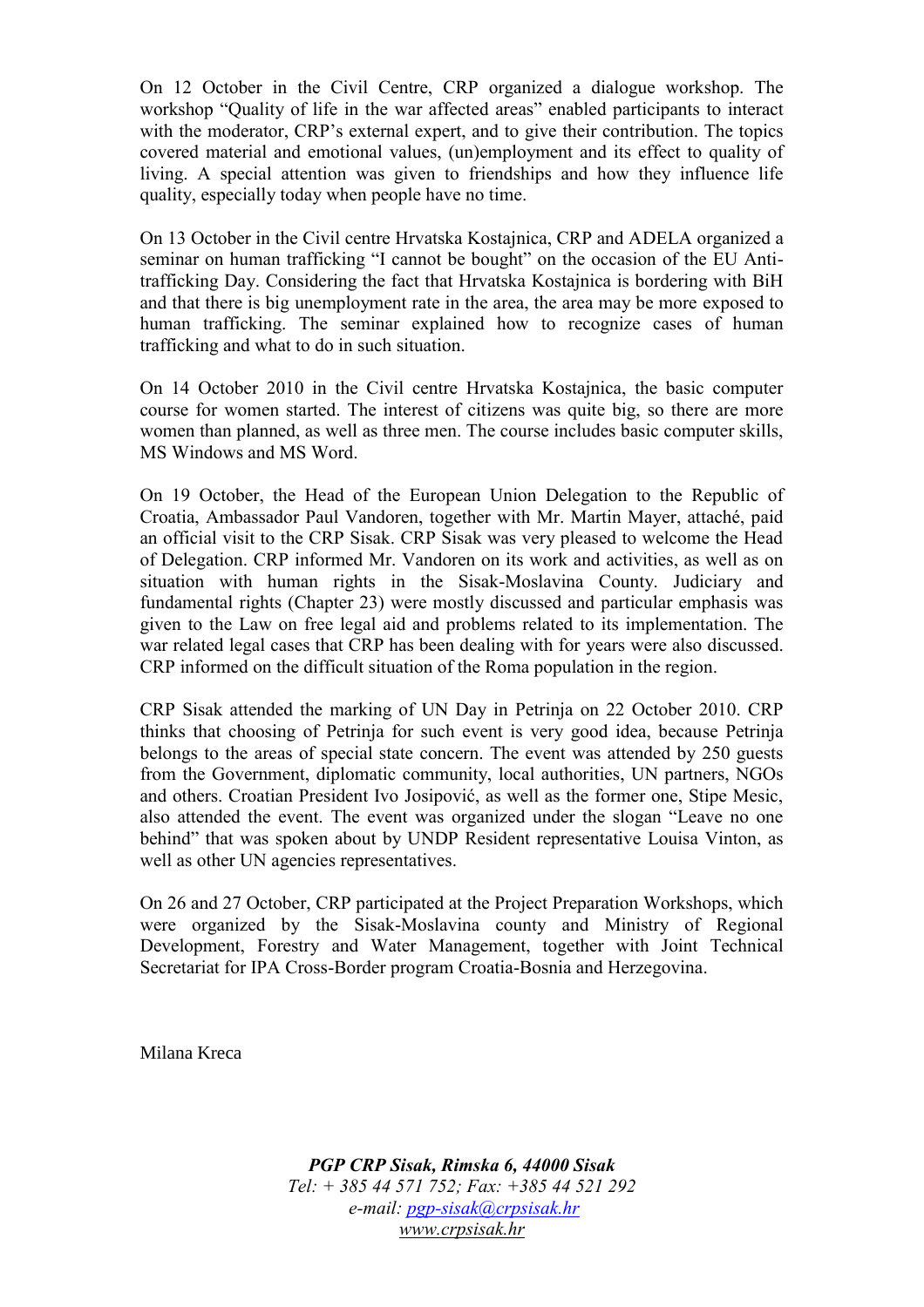On 12 October in the Civil Centre, CRP organized a dialogue workshop. The workshop "Quality of life in the war affected areas" enabled participants to interact with the moderator, CRP's external expert, and to give their contribution. The topics covered material and emotional values, (un)employment and its effect to quality of living. A special attention was given to friendships and how they influence life quality, especially today when people have no time.

On 13 October in the Civil centre Hrvatska Kostajnica, CRP and ADELA organized a seminar on human trafficking "I cannot be bought" on the occasion of the EU Anti-trafficking Day. Considering the fact that Hrvatska Kostajnica is bordering with BiH and that there is big unemployment rate in the area, the area may be more exposed to human trafficking. The seminar explained how to recognize cases of human trafficking and what to do in such situation.

On 14 October 2010 in the Civil centre Hrvatska Kostajnica, the basic computer course for women started. The interest of citizens was quite big, so there are more women than planned, as well as three men. The course includes basic computer skills, MS Windows and MS Word.

On 19 October, the Head of the European Union Delegation to the Republic of Croatia, Ambassador Paul Vandoren, together with Mr. Martin Mayer, attaché, paid an official visit to the CRP Sisak. CRP Sisak was very pleased to welcome the Head of Delegation. CRP informed Mr. Vandoren on its work and activities, as well as on situation with human rights in the Sisak-Moslavina County. Judiciary and fundamental rights (Chapter 23) were mostly discussed and particular emphasis was given to the Law on free legal aid and problems related to its implementation. The war related legal cases that CRP has been dealing with for years were also discussed. CRP informed on the difficult situation of the Roma population in the region.

CRP Sisak attended the marking of UN Day in Petrinja on 22 October 2010. CRP thinks that choosing of Petrinja for such event is very good idea, because Petrinja belongs to the areas of special state concern. The event was attended by 250 guests from the Government, diplomatic community, local authorities, UN partners, NGOs and others. Croatian President Ivo Josipović, as well as the former one, Stipe Mesic, also attended the event. The event was organized under the slogan "Leave no one behind" that was spoken about by UNDP Resident representative Louisa Vinton, as well as other UN agencies representatives.

On 26 and 27 October, CRP participated at the Project Preparation Workshops, which were organized by the Sisak-Moslavina county and Ministry of Regional Development, Forestry and Water Management, together with Joint Technical Secretariat for IPA Cross-Border program Croatia-Bosnia and Herzegovina.

Milana Kreca

***PGP CRP Sisak, Rimska 6, 44000 Sisak***
*Tel: + 385 44 571 752; Fax: +385 44 521 292*
*e-mail: pgp-sisak@crpsisak.hr*
*www.crpsisak.hr*